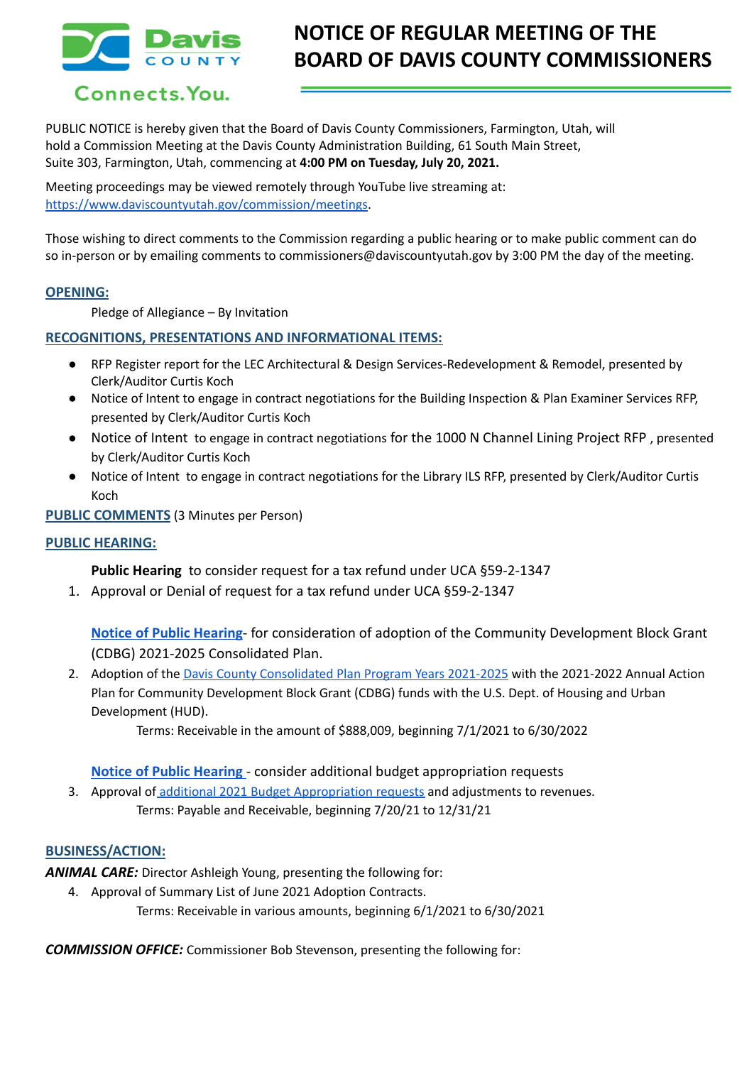# NOTICE OF REGULAR MEETING OF THE BOARD OF DAVIS COUNTY COMMISSIONERS

PUBLIC NOTICE is hereby given that the Board of Davis County Commissioners, Farmington, Utah, will hold a Commission Meeting at the Davis County Administration Building, 61 South Main Street, Suite 303, Farmington, Utah, commencing at **4:00 PM on Tuesday, July 20, 2021.**

Meeting proceedings may be viewed remotely through YouTube live streaming at: https://www.daviscountyutah.gov/commission/meetings.

Those wishing to direct comments to the Commission regarding a public hearing or to make public comment can do so in-person or by emailing comments to commissioners@daviscountyutah.gov by 3:00 PM the day of the meeting.

## OPENING:

Pledge of Allegiance – By Invitation

## RECOGNITIONS, PRESENTATIONS AND INFORMATIONAL ITEMS:

- RFP Register report for the LEC Architectural & Design Services-Redevelopment & Remodel, presented by Clerk/Auditor Curtis Koch
- Notice of Intent to engage in contract negotiations for the Building Inspection & Plan Examiner Services RFP, presented by Clerk/Auditor Curtis Koch
- Notice of Intent to engage in contract negotiations for the 1000 N Channel Lining Project RFP , presented by Clerk/Auditor Curtis Koch
- Notice of Intent to engage in contract negotiations for the Library ILS RFP, presented by Clerk/Auditor Curtis Koch

## PUBLIC COMMENTS (3 Minutes per Person)

## PUBLIC HEARING:

**Public Hearing** to consider request for a tax refund under UCA §59-2-1347

1. Approval or Denial of request for a tax refund under UCA §59-2-1347

**Notice of Public Hearing**- for consideration of adoption of the Community Development Block Grant (CDBG) 2021-2025 Consolidated Plan.

2. Adoption of the Davis County Consolidated Plan Program Years 2021-2025 with the 2021-2022 Annual Action Plan for Community Development Block Grant (CDBG) funds with the U.S. Dept. of Housing and Urban Development (HUD).
   Terms: Receivable in the amount of $888,009, beginning 7/1/2021 to 6/30/2022

**Notice of Public Hearing** - consider additional budget appropriation requests

3. Approval of additional 2021 Budget Appropriation requests and adjustments to revenues.
   Terms: Payable and Receivable, beginning 7/20/21 to 12/31/21

## BUSINESS/ACTION:

***ANIMAL CARE:*** Director Ashleigh Young, presenting the following for:

4. Approval of Summary List of June 2021 Adoption Contracts.
   Terms: Receivable in various amounts, beginning 6/1/2021 to 6/30/2021

***COMMISSION OFFICE:*** Commissioner Bob Stevenson, presenting the following for: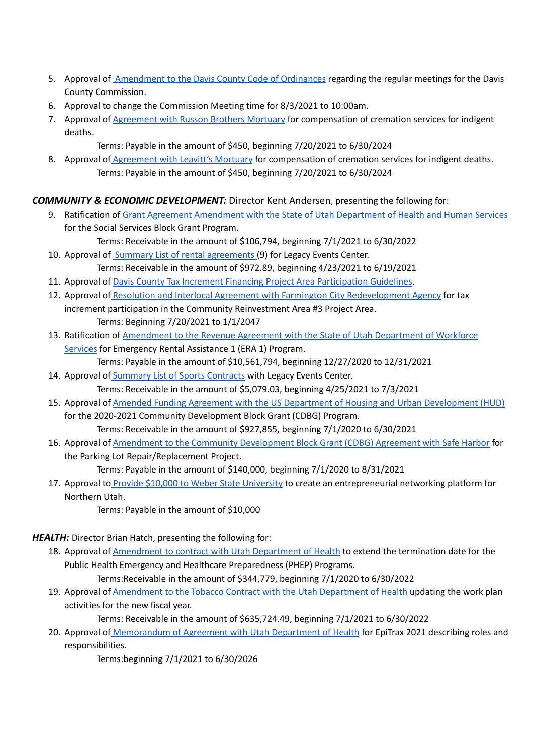5. Approval of Amendment to the Davis County Code of Ordinances regarding the regular meetings for the Davis County Commission.
6. Approval to change the Commission Meeting time for 8/3/2021 to 10:00am.
7. Approval of Agreement with Russon Brothers Mortuary for compensation of cremation services for indigent deaths.

   Terms: Payable in the amount of $450, beginning 7/20/2021 to 6/30/2024
8. Approval of Agreement with Leavitt's Mortuary for compensation of cremation services for indigent deaths.

   Terms: Payable in the amount of $450, beginning 7/20/2021 to 6/30/2024

***COMMUNITY & ECONOMIC DEVELOPMENT:*** Director Kent Andersen, presenting the following for:

9. Ratification of Grant Agreement Amendment with the State of Utah Department of Health and Human Services for the Social Services Block Grant Program.

   Terms: Receivable in the amount of $106,794, beginning 7/1/2021 to 6/30/2022
10. Approval of Summary List of rental agreements (9) for Legacy Events Center.

    Terms: Receivable in the amount of $972.89, beginning 4/23/2021 to 6/19/2021
11. Approval of Davis County Tax Increment Financing Project Area Participation Guidelines.
12. Approval of Resolution and Interlocal Agreement with Farmington City Redevelopment Agency for tax increment participation in the Community Reinvestment Area #3 Project Area.

    Terms: Beginning 7/20/2021 to 1/1/2047
13. Ratification of Amendment to the Revenue Agreement with the State of Utah Department of Workforce Services for Emergency Rental Assistance 1 (ERA 1) Program.

    Terms: Payable in the amount of $10,561,794, beginning 12/27/2020 to 12/31/2021
14. Approval of Summary List of Sports Contracts with Legacy Events Center.

    Terms: Receivable in the amount of $5,079.03, beginning 4/25/2021 to 7/3/2021
15. Approval of Amended Funding Agreement with the US Department of Housing and Urban Development (HUD) for the 2020-2021 Community Development Block Grant (CDBG) Program.

    Terms: Receivable in the amount of $927,855, beginning 7/1/2020 to 6/30/2021
16. Approval of Amendment to the Community Development Block Grant (CDBG) Agreement with Safe Harbor for the Parking Lot Repair/Replacement Project.

    Terms: Payable in the amount of $140,000, beginning 7/1/2020 to 8/31/2021
17. Approval to Provide $10,000 to Weber State University to create an entrepreneurial networking platform for Northern Utah.

    Terms: Payable in the amount of $10,000

***HEALTH:*** Director Brian Hatch, presenting the following for:

18. Approval of Amendment to contract with Utah Department of Health to extend the termination date for the Public Health Emergency and Healthcare Preparedness (PHEP) Programs.

    Terms:Receivable in the amount of $344,779, beginning 7/1/2020 to 6/30/2022
19. Approval of Amendment to the Tobacco Contract with the Utah Department of Health updating the work plan activities for the new fiscal year.

    Terms: Receivable in the amount of $635,724.49, beginning 7/1/2021 to 6/30/2022
20. Approval of Memorandum of Agreement with Utah Department of Health for EpiTrax 2021 describing roles and responsibilities.

    Terms:beginning 7/1/2021 to 6/30/2026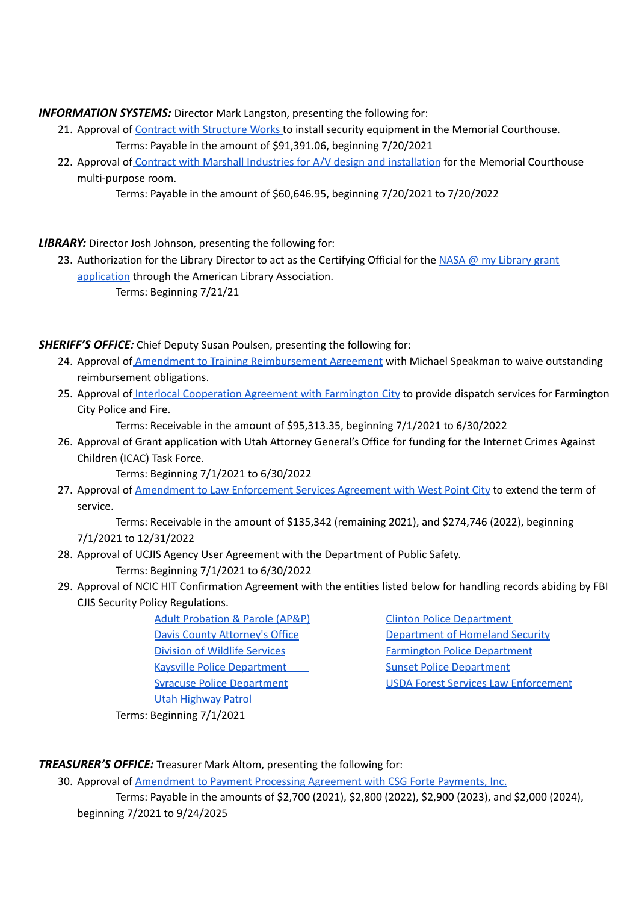***INFORMATION SYSTEMS:*** Director Mark Langston, presenting the following for:

21. Approval of Contract with Structure Works to install security equipment in the Memorial Courthouse.
    Terms: Payable in the amount of $91,391.06, beginning 7/20/2021
22. Approval of Contract with Marshall Industries for A/V design and installation for the Memorial Courthouse multi-purpose room.
    Terms: Payable in the amount of $60,646.95, beginning 7/20/2021 to 7/20/2022

***LIBRARY:*** Director Josh Johnson, presenting the following for:

23. Authorization for the Library Director to act as the Certifying Official for the NASA @ my Library grant application through the American Library Association.
    Terms: Beginning 7/21/21

***SHERIFF'S OFFICE:*** Chief Deputy Susan Poulsen, presenting the following for:

24. Approval of Amendment to Training Reimbursement Agreement with Michael Speakman to waive outstanding reimbursement obligations.
25. Approval of Interlocal Cooperation Agreement with Farmington City to provide dispatch services for Farmington City Police and Fire.
    Terms: Receivable in the amount of $95,313.35, beginning 7/1/2021 to 6/30/2022
26. Approval of Grant application with Utah Attorney General's Office for funding for the Internet Crimes Against Children (ICAC) Task Force.
    Terms: Beginning 7/1/2021 to 6/30/2022
27. Approval of Amendment to Law Enforcement Services Agreement with West Point City to extend the term of service.
    Terms: Receivable in the amount of $135,342 (remaining 2021), and $274,746 (2022), beginning 7/1/2021 to 12/31/2022
28. Approval of UCJIS Agency User Agreement with the Department of Public Safety.
    Terms: Beginning 7/1/2021 to 6/30/2022
29. Approval of NCIC HIT Confirmation Agreement with the entities listed below for handling records abiding by FBI CJIS Security Policy Regulations.
    - Adult Probation & Parole (AP&P)
    - Davis County Attorney's Office
    - Division of Wildlife Services
    - Kaysville Police Department
    - Syracuse Police Department
    - Utah Highway Patrol
    - Clinton Police Department
    - Department of Homeland Security
    - Farmington Police Department
    - Sunset Police Department
    - USDA Forest Services Law Enforcement

    Terms: Beginning 7/1/2021

***TREASURER'S OFFICE:*** Treasurer Mark Altom, presenting the following for:

30. Approval of Amendment to Payment Processing Agreement with CSG Forte Payments, Inc.
    Terms: Payable in the amounts of $2,700 (2021), $2,800 (2022), $2,900 (2023), and $2,000 (2024), beginning 7/2021 to 9/24/2025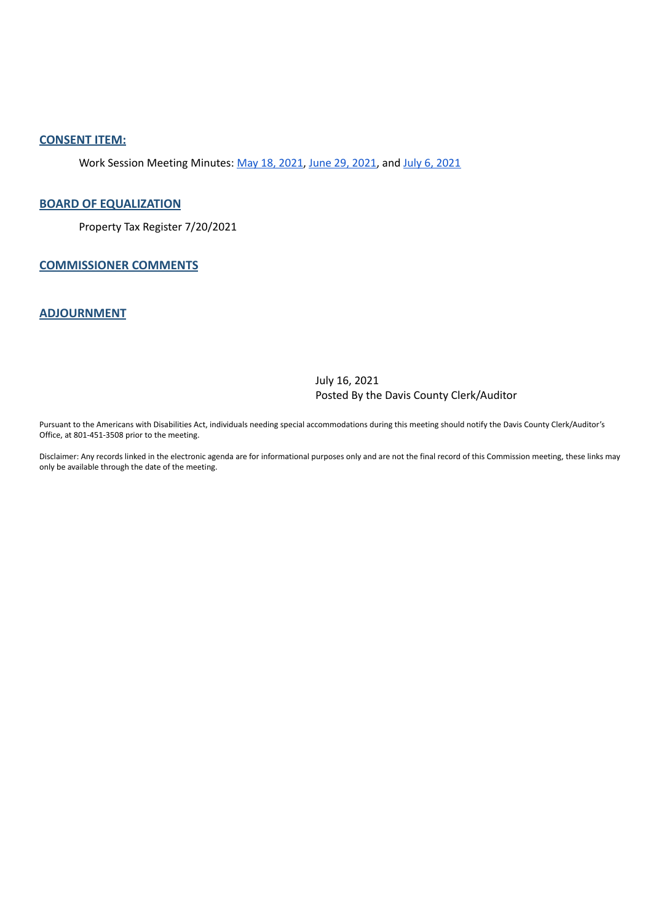## CONSENT ITEM:

Work Session Meeting Minutes: May 18, 2021, June 29, 2021, and July 6, 2021

## BOARD OF EQUALIZATION

Property Tax Register 7/20/2021

## COMMISSIONER COMMENTS

## ADJOURNMENT

July 16, 2021
Posted By the Davis County Clerk/Auditor

Pursuant to the Americans with Disabilities Act, individuals needing special accommodations during this meeting should notify the Davis County Clerk/Auditor's Office, at 801-451-3508 prior to the meeting.

Disclaimer: Any records linked in the electronic agenda are for informational purposes only and are not the final record of this Commission meeting, these links may only be available through the date of the meeting.